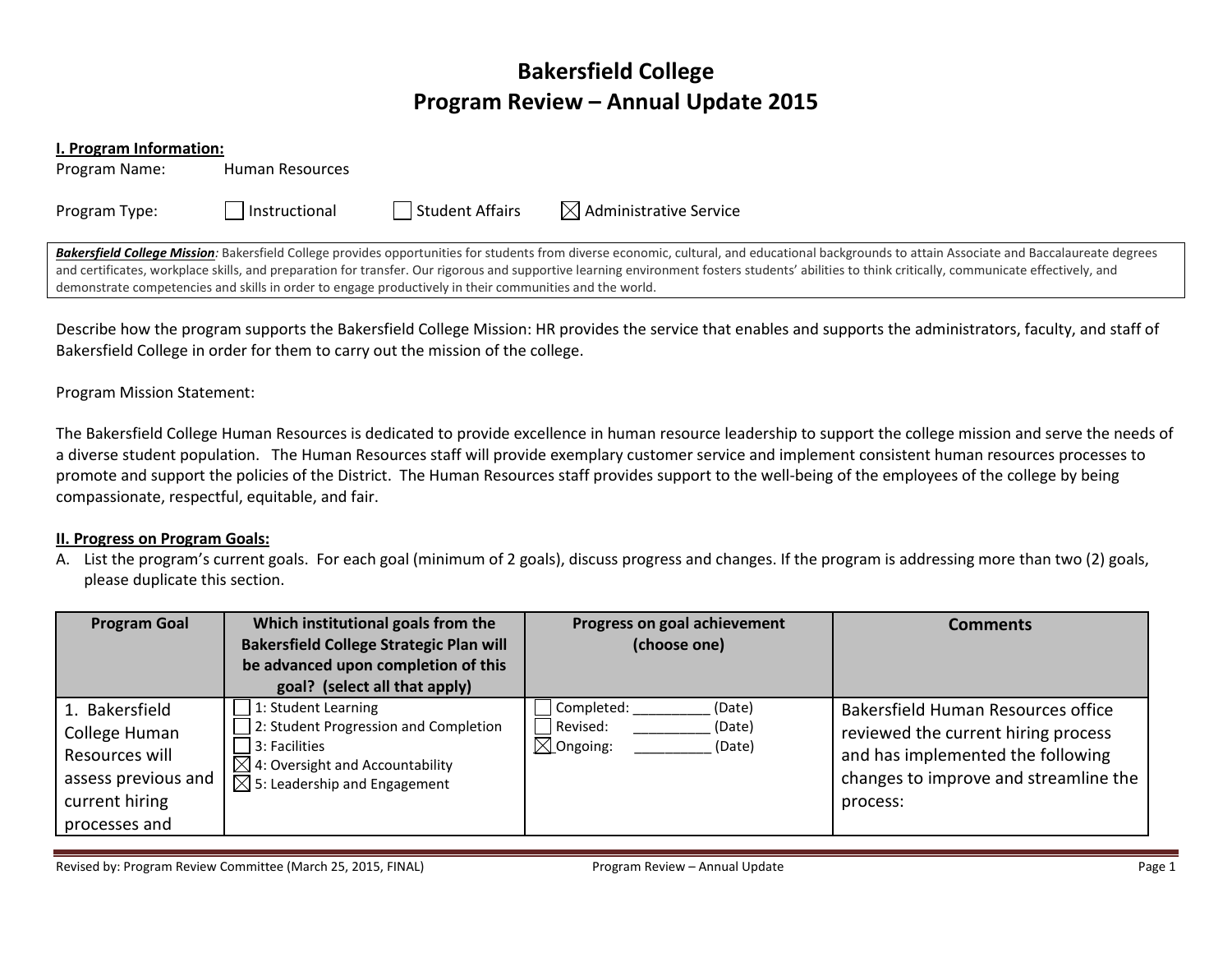# Bakersfield College
## Program Review – Annual Update 2015

**I. Program Information:**

Program Name: Human Resources

Program Type: ☐ Instructional ☐ Student Affairs ☒ Administrative Service

***Bakersfield College Mission:*** Bakersfield College provides opportunities for students from diverse economic, cultural, and educational backgrounds to attain Associate and Baccalaureate degrees and certificates, workplace skills, and preparation for transfer. Our rigorous and supportive learning environment fosters students' abilities to think critically, communicate effectively, and demonstrate competencies and skills in order to engage productively in their communities and the world.

Describe how the program supports the Bakersfield College Mission: HR provides the service that enables and supports the administrators, faculty, and staff of Bakersfield College in order for them to carry out the mission of the college.

Program Mission Statement:

The Bakersfield College Human Resources is dedicated to provide excellence in human resource leadership to support the college mission and serve the needs of a diverse student population. The Human Resources staff will provide exemplary customer service and implement consistent human resources processes to promote and support the policies of the District. The Human Resources staff provides support to the well-being of the employees of the college by being compassionate, respectful, equitable, and fair.

**II. Progress on Program Goals:**

A. List the program's current goals. For each goal (minimum of 2 goals), discuss progress and changes. If the program is addressing more than two (2) goals, please duplicate this section.

| Program Goal | Which institutional goals from the Bakersfield College Strategic Plan will be advanced upon completion of this goal? (select all that apply) | Progress on goal achievement (choose one) | Comments |
|---|---|---|---|
| 1. Bakersfield College Human Resources will assess previous and current hiring processes and | ☐ 1: Student Learning<br>☐ 2: Student Progression and Completion<br>☐ 3: Facilities<br>☒ 4: Oversight and Accountability<br>☒ 5: Leadership and Engagement | ☐ Completed: __________ (Date)<br>☐ Revised: __________ (Date)<br>☒ Ongoing: __________ (Date) | Bakersfield Human Resources office reviewed the current hiring process and has implemented the following changes to improve and streamline the process: |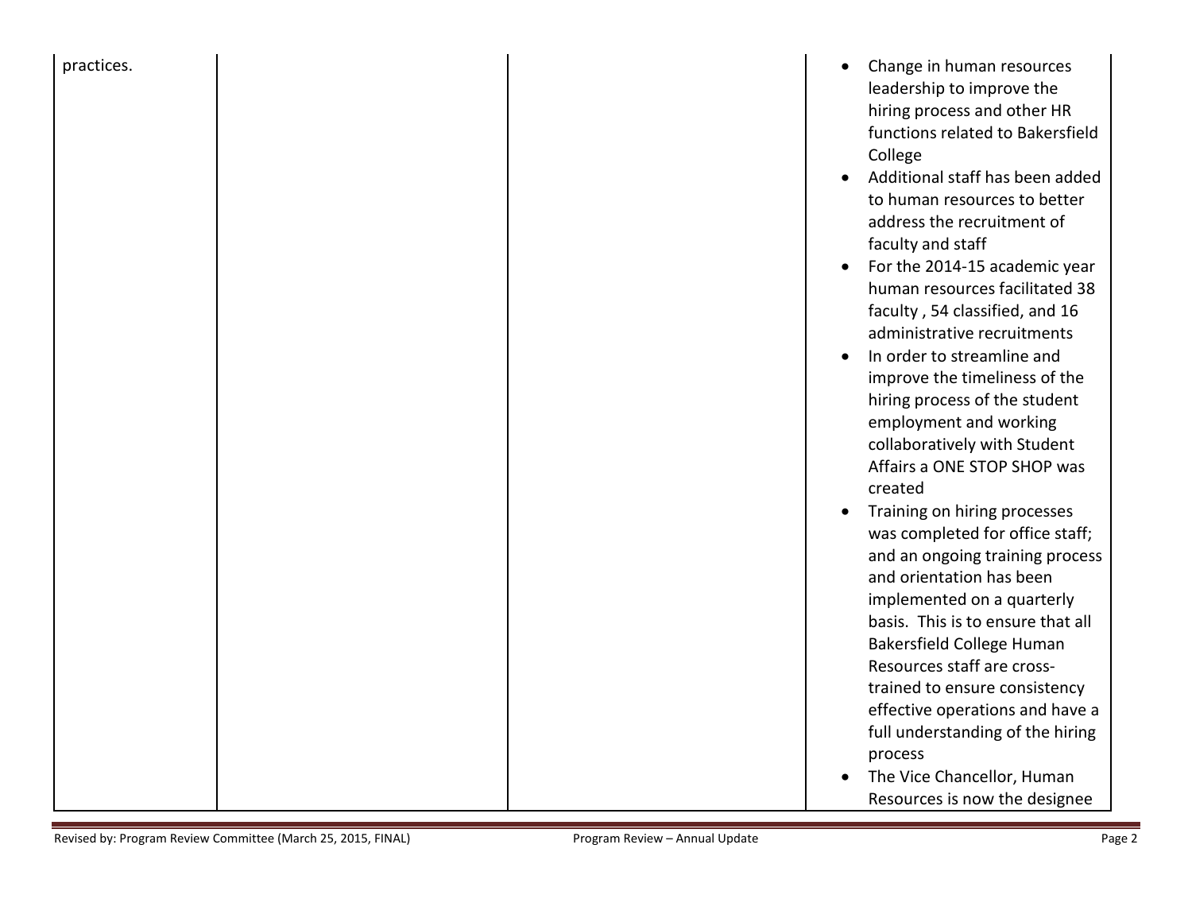| | | | |
|---|---|---|---|
| practices. | | | • Change in human resources leadership to improve the hiring process and other HR functions related to Bakersfield College<br>• Additional staff has been added to human resources to better address the recruitment of faculty and staff<br>• For the 2014-15 academic year human resources facilitated 38 faculty , 54 classified, and 16 administrative recruitments<br>• In order to streamline and improve the timeliness of the hiring process of the student employment and working collaboratively with Student Affairs a ONE STOP SHOP was created<br>• Training on hiring processes was completed for office staff; and an ongoing training process and orientation has been implemented on a quarterly basis. This is to ensure that all Bakersfield College Human Resources staff are cross-trained to ensure consistency effective operations and have a full understanding of the hiring process<br>• The Vice Chancellor, Human Resources is now the designee |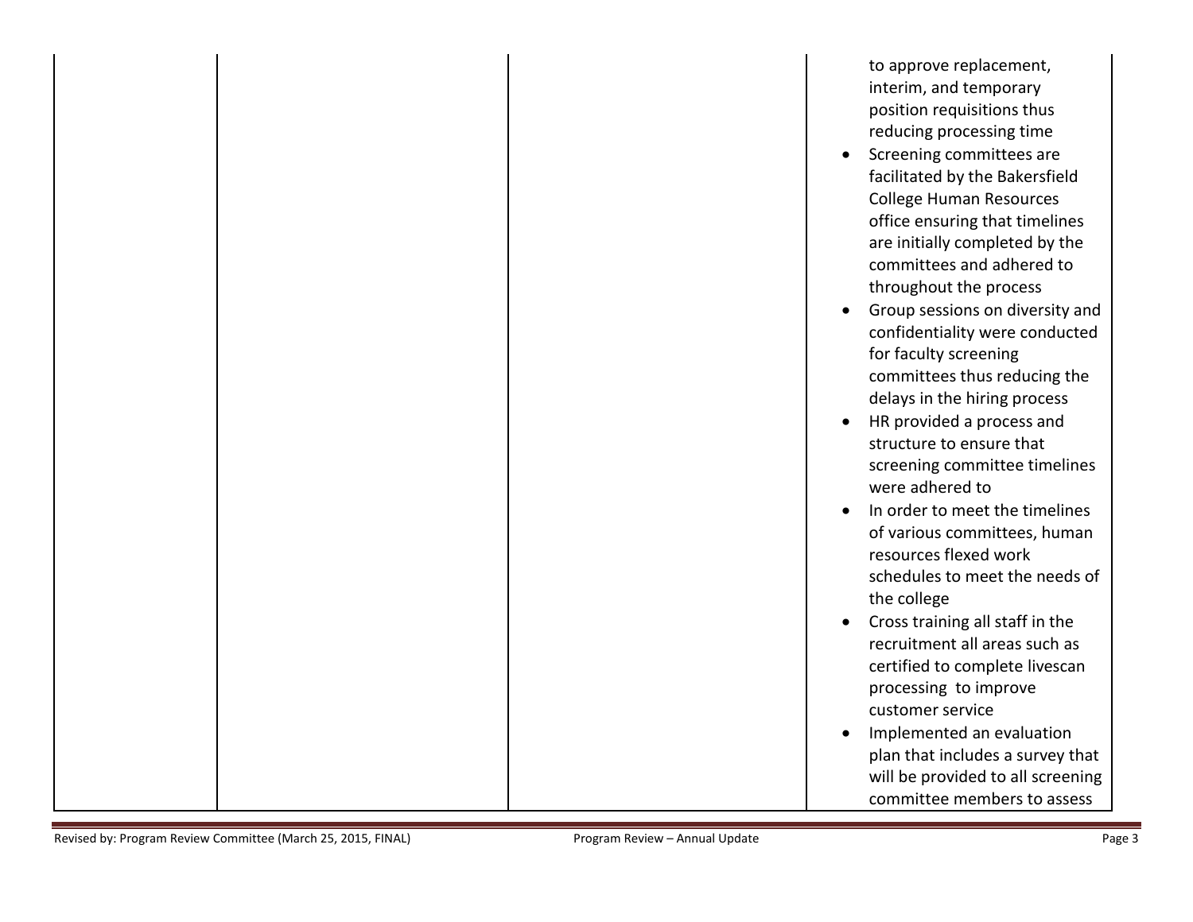|  |  |  | to approve replacement, interim, and temporary position requisitions thus reducing processing time<br>• Screening committees are facilitated by the Bakersfield College Human Resources office ensuring that timelines are initially completed by the committees and adhered to throughout the process<br>• Group sessions on diversity and confidentiality were conducted for faculty screening committees thus reducing the delays in the hiring process<br>• HR provided a process and structure to ensure that screening committee timelines were adhered to<br>• In order to meet the timelines of various committees, human resources flexed work schedules to meet the needs of the college<br>• Cross training all staff in the recruitment all areas such as certified to complete livescan processing to improve customer service<br>• Implemented an evaluation plan that includes a survey that will be provided to all screening committee members to assess |
|---|---|---|---|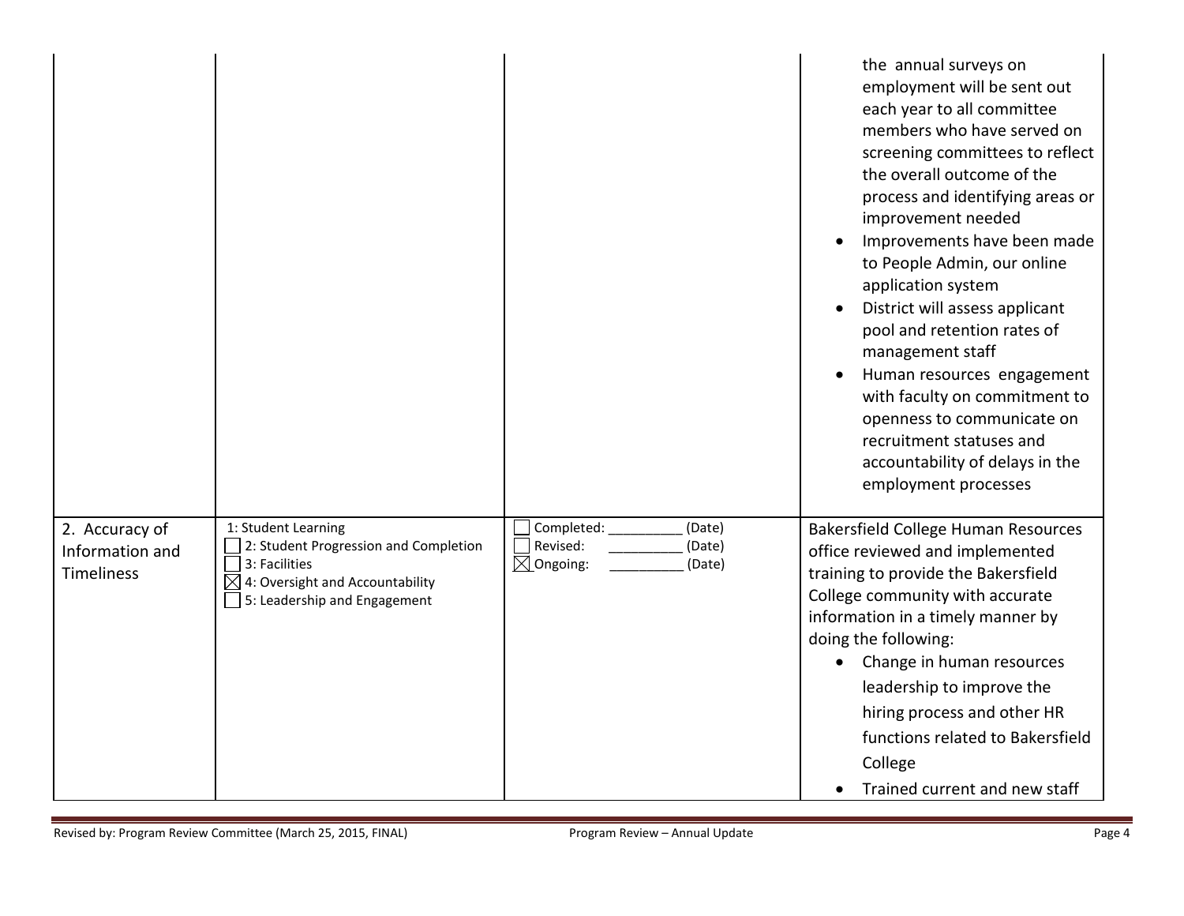| | | | |
|---|---|---|---|
| | | | the annual surveys on employment will be sent out each year to all committee members who have served on screening committees to reflect the overall outcome of the process and identifying areas or improvement needed<br>• Improvements have been made to People Admin, our online application system<br>• District will assess applicant pool and retention rates of management staff<br>• Human resources engagement with faculty on commitment to openness to communicate on recruitment statuses and accountability of delays in the employment processes |
| 2. Accuracy of Information and Timeliness | 1: Student Learning<br>☐ 2: Student Progression and Completion<br>☐ 3: Facilities<br>☒ 4: Oversight and Accountability<br>☐ 5: Leadership and Engagement | ☐ Completed: _________ (Date)<br>☐ Revised: _________ (Date)<br>☒ Ongoing: _________ (Date) | Bakersfield College Human Resources office reviewed and implemented training to provide the Bakersfield College community with accurate information in a timely manner by doing the following:<br>• Change in human resources leadership to improve the hiring process and other HR functions related to Bakersfield College<br>• Trained current and new staff |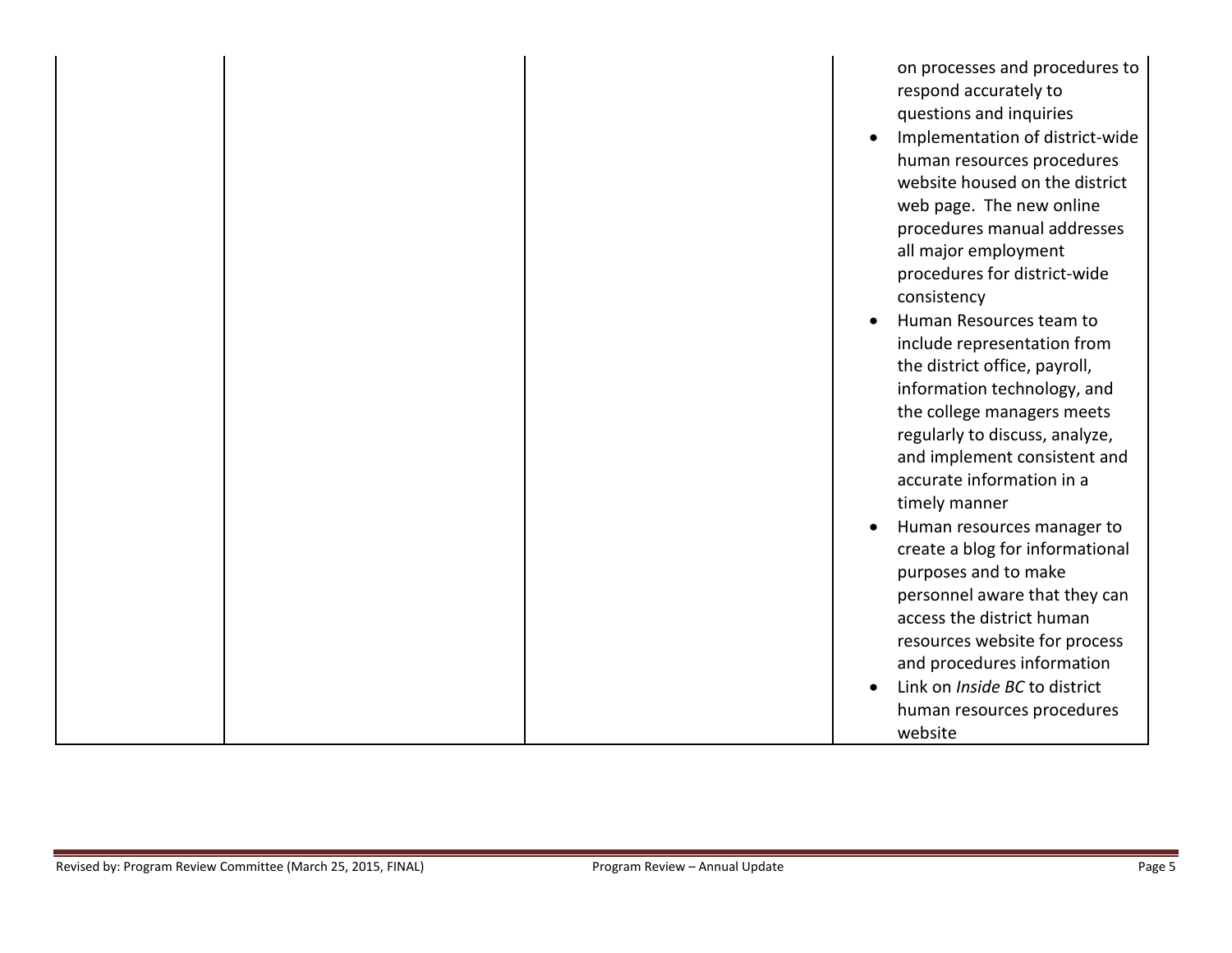| | | | |
|---|---|---|---|
| | | | on processes and procedures to respond accurately to questions and inquiries<br>• Implementation of district-wide human resources procedures website housed on the district web page. The new online procedures manual addresses all major employment procedures for district-wide consistency<br>• Human Resources team to include representation from the district office, payroll, information technology, and the college managers meets regularly to discuss, analyze, and implement consistent and accurate information in a timely manner<br>• Human resources manager to create a blog for informational purposes and to make personnel aware that they can access the district human resources website for process and procedures information<br>• Link on *Inside BC* to district human resources procedures website |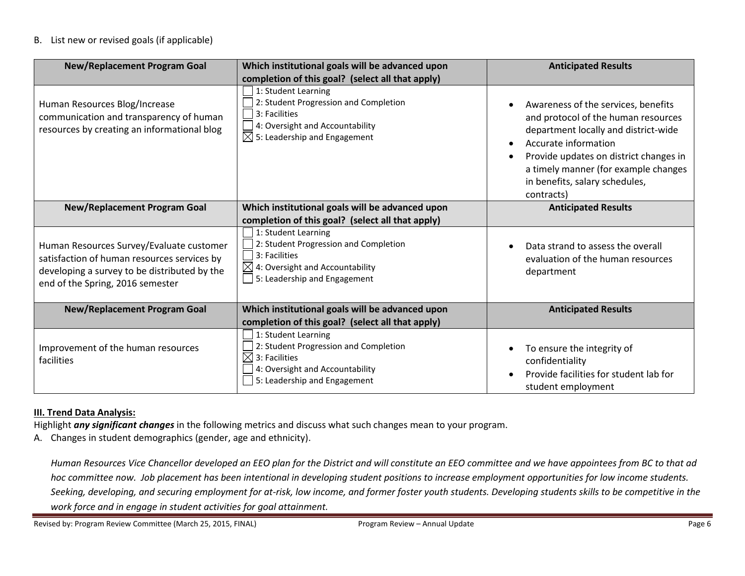B. List new or revised goals (if applicable)

| New/Replacement Program Goal | Which institutional goals will be advanced upon completion of this goal? (select all that apply) | Anticipated Results |
|---|---|---|
| Human Resources Blog/Increase communication and transparency of human resources by creating an informational blog | ☐ 1: Student Learning<br>☐ 2: Student Progression and Completion<br>☐ 3: Facilities<br>☐ 4: Oversight and Accountability<br>☒ 5: Leadership and Engagement | • Awareness of the services, benefits and protocol of the human resources department locally and district-wide<br>• Accurate information<br>• Provide updates on district changes in a timely manner (for example changes in benefits, salary schedules, contracts) |
| **New/Replacement Program Goal** | **Which institutional goals will be advanced upon completion of this goal? (select all that apply)** | **Anticipated Results** |
| Human Resources Survey/Evaluate customer satisfaction of human resources services by developing a survey to be distributed by the end of the Spring, 2016 semester | ☐ 1: Student Learning<br>☐ 2: Student Progression and Completion<br>☐ 3: Facilities<br>☒ 4: Oversight and Accountability<br>☐ 5: Leadership and Engagement | • Data strand to assess the overall evaluation of the human resources department |
| **New/Replacement Program Goal** | **Which institutional goals will be advanced upon completion of this goal? (select all that apply)** | **Anticipated Results** |
| Improvement of the human resources facilities | ☐ 1: Student Learning<br>☐ 2: Student Progression and Completion<br>☒ 3: Facilities<br>☐ 4: Oversight and Accountability<br>☐ 5: Leadership and Engagement | • To ensure the integrity of confidentiality<br>• Provide facilities for student lab for student employment |

## III. Trend Data Analysis:

Highlight ***any significant changes*** in the following metrics and discuss what such changes mean to your program.

A. Changes in student demographics (gender, age and ethnicity).

*Human Resources Vice Chancellor developed an EEO plan for the District and will constitute an EEO committee and we have appointees from BC to that ad hoc committee now. Job placement has been intentional in developing student positions to increase employment opportunities for low income students. Seeking, developing, and securing employment for at-risk, low income, and former foster youth students. Developing students skills to be competitive in the work force and in engage in student activities for goal attainment.*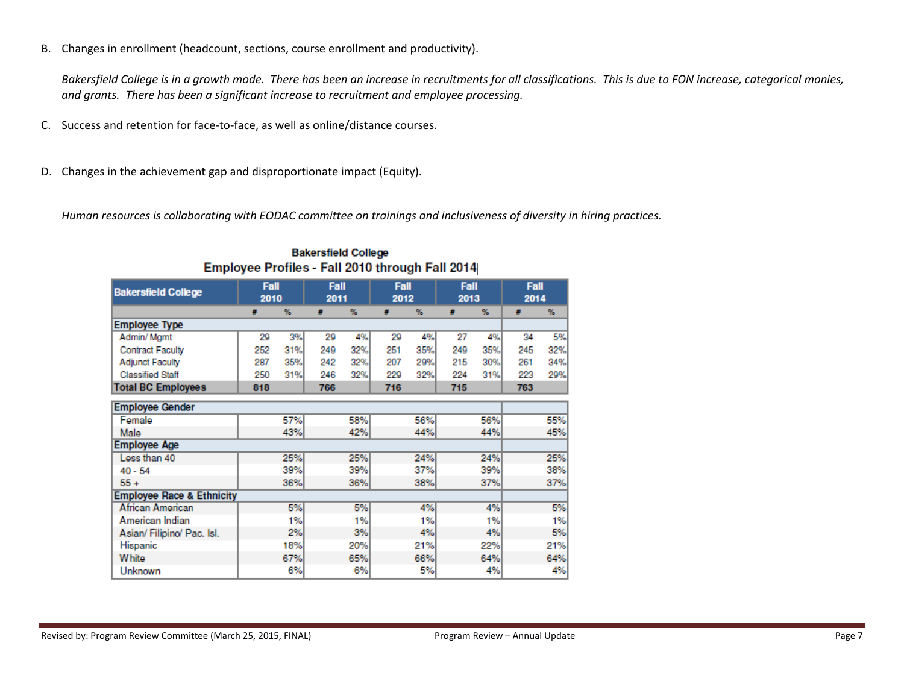B. Changes in enrollment (headcount, sections, course enrollment and productivity).

*Bakersfield College is in a growth mode. There has been an increase in recruitments for all classifications. This is due to FON increase, categorical monies, and grants. There has been a significant increase to recruitment and employee processing.*

C. Success and retention for face-to-face, as well as online/distance courses.

D. Changes in the achievement gap and disproportionate impact (Equity).

*Human resources is collaborating with EODAC committee on trainings and inclusiveness of diversity in hiring practices.*

**Bakersfield College**
**Employee Profiles - Fall 2010 through Fall 2014**

| Bakersfield College | Fall 2010 | | Fall 2011 | | Fall 2012 | | Fall 2013 | | Fall 2014 | |
|---|---|---|---|---|---|---|---|---|---|---|
| | # | % | # | % | # | % | # | % | # | % |
| **Employee Type** | | | | | | | | | | |
| Admin/ Mgmt | 29 | 3% | 29 | 4% | 29 | 4% | 27 | 4% | 34 | 5% |
| Contract Faculty | 252 | 31% | 249 | 32% | 251 | 35% | 249 | 35% | 245 | 32% |
| Adjunct Faculty | 287 | 35% | 242 | 32% | 207 | 29% | 215 | 30% | 261 | 34% |
| Classified Staff | 250 | 31% | 246 | 32% | 229 | 32% | 224 | 31% | 223 | 29% |
| **Total BC Employees** | **818** | | **766** | | **716** | | **715** | | **763** | |
| **Employee Gender** | | | | | | | | | | |
| Female | | 57% | | 58% | | 56% | | 56% | | 55% |
| Male | | 43% | | 42% | | 44% | | 44% | | 45% |
| **Employee Age** | | | | | | | | | | |
| Less than 40 | | 25% | | 25% | | 24% | | 24% | | 25% |
| 40 - 54 | | 39% | | 39% | | 37% | | 39% | | 38% |
| 55 + | | 36% | | 36% | | 38% | | 37% | | 37% |
| **Employee Race & Ethnicity** | | | | | | | | | | |
| African American | | 5% | | 5% | | 4% | | 4% | | 5% |
| American Indian | | 1% | | 1% | | 1% | | 1% | | 1% |
| Asian/ Filipino/ Pac. Isl. | | 2% | | 3% | | 4% | | 4% | | 5% |
| Hispanic | | 18% | | 20% | | 21% | | 22% | | 21% |
| White | | 67% | | 65% | | 66% | | 64% | | 64% |
| Unknown | | 6% | | 6% | | 5% | | 4% | | 4% |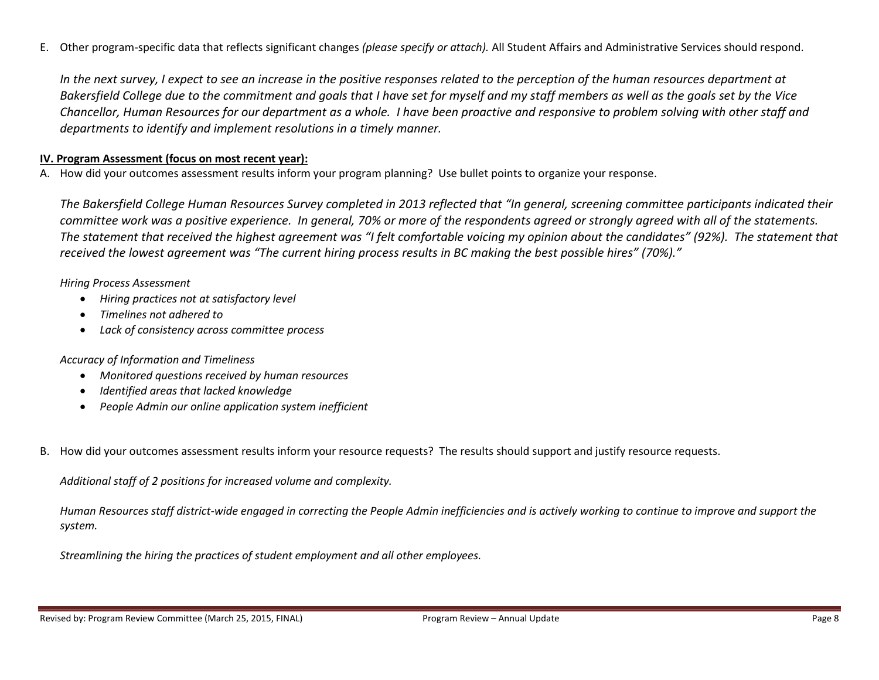E. Other program-specific data that reflects significant changes *(please specify or attach).* All Student Affairs and Administrative Services should respond.

*In the next survey, I expect to see an increase in the positive responses related to the perception of the human resources department at Bakersfield College due to the commitment and goals that I have set for myself and my staff members as well as the goals set by the Vice Chancellor, Human Resources for our department as a whole. I have been proactive and responsive to problem solving with other staff and departments to identify and implement resolutions in a timely manner.*

**IV. Program Assessment (focus on most recent year):**

A. How did your outcomes assessment results inform your program planning? Use bullet points to organize your response.

*The Bakersfield College Human Resources Survey completed in 2013 reflected that "In general, screening committee participants indicated their committee work was a positive experience. In general, 70% or more of the respondents agreed or strongly agreed with all of the statements. The statement that received the highest agreement was "I felt comfortable voicing my opinion about the candidates" (92%). The statement that received the lowest agreement was "The current hiring process results in BC making the best possible hires" (70%)."*

*Hiring Process Assessment*

- *Hiring practices not at satisfactory level*
- *Timelines not adhered to*
- *Lack of consistency across committee process*

*Accuracy of Information and Timeliness*

- *Monitored questions received by human resources*
- *Identified areas that lacked knowledge*
- *People Admin our online application system inefficient*

B. How did your outcomes assessment results inform your resource requests? The results should support and justify resource requests.

*Additional staff of 2 positions for increased volume and complexity.*

*Human Resources staff district-wide engaged in correcting the People Admin inefficiencies and is actively working to continue to improve and support the system.*

*Streamlining the hiring the practices of student employment and all other employees.*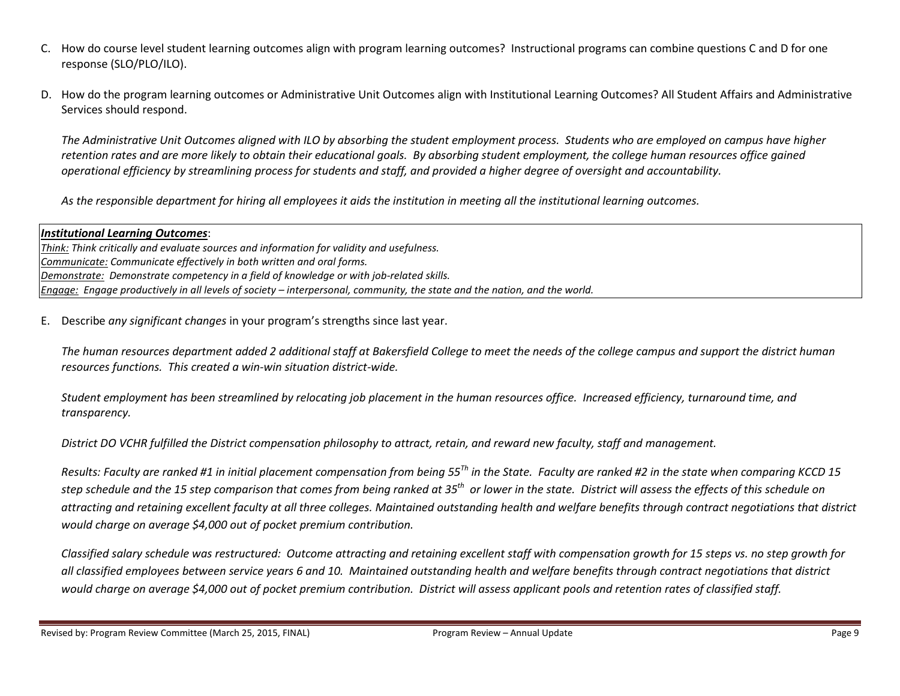C. How do course level student learning outcomes align with program learning outcomes? Instructional programs can combine questions C and D for one response (SLO/PLO/ILO).

D. How do the program learning outcomes or Administrative Unit Outcomes align with Institutional Learning Outcomes? All Student Affairs and Administrative Services should respond.

*The Administrative Unit Outcomes aligned with ILO by absorbing the student employment process. Students who are employed on campus have higher retention rates and are more likely to obtain their educational goals. By absorbing student employment, the college human resources office gained operational efficiency by streamlining process for students and staff, and provided a higher degree of oversight and accountability.*

*As the responsible department for hiring all employees it aids the institution in meeting all the institutional learning outcomes.*

***Institutional Learning Outcomes***:
*Think: Think critically and evaluate sources and information for validity and usefulness.*
*Communicate: Communicate effectively in both written and oral forms.*
*Demonstrate: Demonstrate competency in a field of knowledge or with job-related skills.*
*Engage: Engage productively in all levels of society – interpersonal, community, the state and the nation, and the world.*

E. Describe *any significant changes* in your program's strengths since last year.

*The human resources department added 2 additional staff at Bakersfield College to meet the needs of the college campus and support the district human resources functions. This created a win-win situation district-wide.*

*Student employment has been streamlined by relocating job placement in the human resources office. Increased efficiency, turnaround time, and transparency.*

*District DO VCHR fulfilled the District compensation philosophy to attract, retain, and reward new faculty, staff and management.*

*Results: Faculty are ranked #1 in initial placement compensation from being 55Th in the State. Faculty are ranked #2 in the state when comparing KCCD 15 step schedule and the 15 step comparison that comes from being ranked at 35th or lower in the state. District will assess the effects of this schedule on attracting and retaining excellent faculty at all three colleges. Maintained outstanding health and welfare benefits through contract negotiations that district would charge on average $4,000 out of pocket premium contribution.*

*Classified salary schedule was restructured: Outcome attracting and retaining excellent staff with compensation growth for 15 steps vs. no step growth for all classified employees between service years 6 and 10. Maintained outstanding health and welfare benefits through contract negotiations that district would charge on average $4,000 out of pocket premium contribution. District will assess applicant pools and retention rates of classified staff.*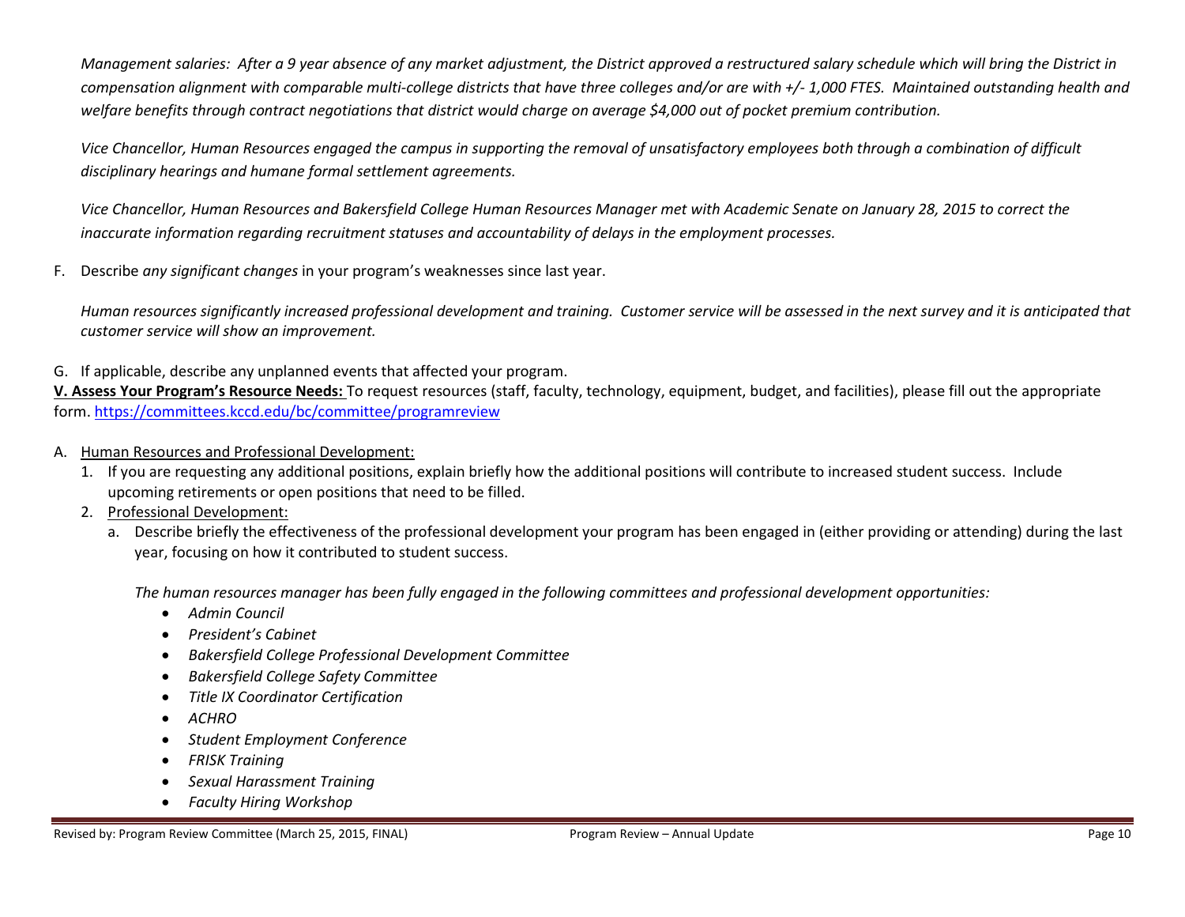*Management salaries: After a 9 year absence of any market adjustment, the District approved a restructured salary schedule which will bring the District in compensation alignment with comparable multi-college districts that have three colleges and/or are with +/- 1,000 FTES. Maintained outstanding health and welfare benefits through contract negotiations that district would charge on average $4,000 out of pocket premium contribution.*

*Vice Chancellor, Human Resources engaged the campus in supporting the removal of unsatisfactory employees both through a combination of difficult disciplinary hearings and humane formal settlement agreements.*

*Vice Chancellor, Human Resources and Bakersfield College Human Resources Manager met with Academic Senate on January 28, 2015 to correct the inaccurate information regarding recruitment statuses and accountability of delays in the employment processes.*

F. Describe *any significant changes* in your program's weaknesses since last year.

*Human resources significantly increased professional development and training. Customer service will be assessed in the next survey and it is anticipated that customer service will show an improvement.*

G. If applicable, describe any unplanned events that affected your program.

**V. Assess Your Program's Resource Needs:** To request resources (staff, faculty, technology, equipment, budget, and facilities), please fill out the appropriate form. https://committees.kccd.edu/bc/committee/programreview

A. Human Resources and Professional Development:
   1. If you are requesting any additional positions, explain briefly how the additional positions will contribute to increased student success. Include upcoming retirements or open positions that need to be filled.
   2. Professional Development:
      a. Describe briefly the effectiveness of the professional development your program has been engaged in (either providing or attending) during the last year, focusing on how it contributed to student success.

      *The human resources manager has been fully engaged in the following committees and professional development opportunities:*

      - *Admin Council*
      - *President's Cabinet*
      - *Bakersfield College Professional Development Committee*
      - *Bakersfield College Safety Committee*
      - *Title IX Coordinator Certification*
      - *ACHRO*
      - *Student Employment Conference*
      - *FRISK Training*
      - *Sexual Harassment Training*
      - *Faculty Hiring Workshop*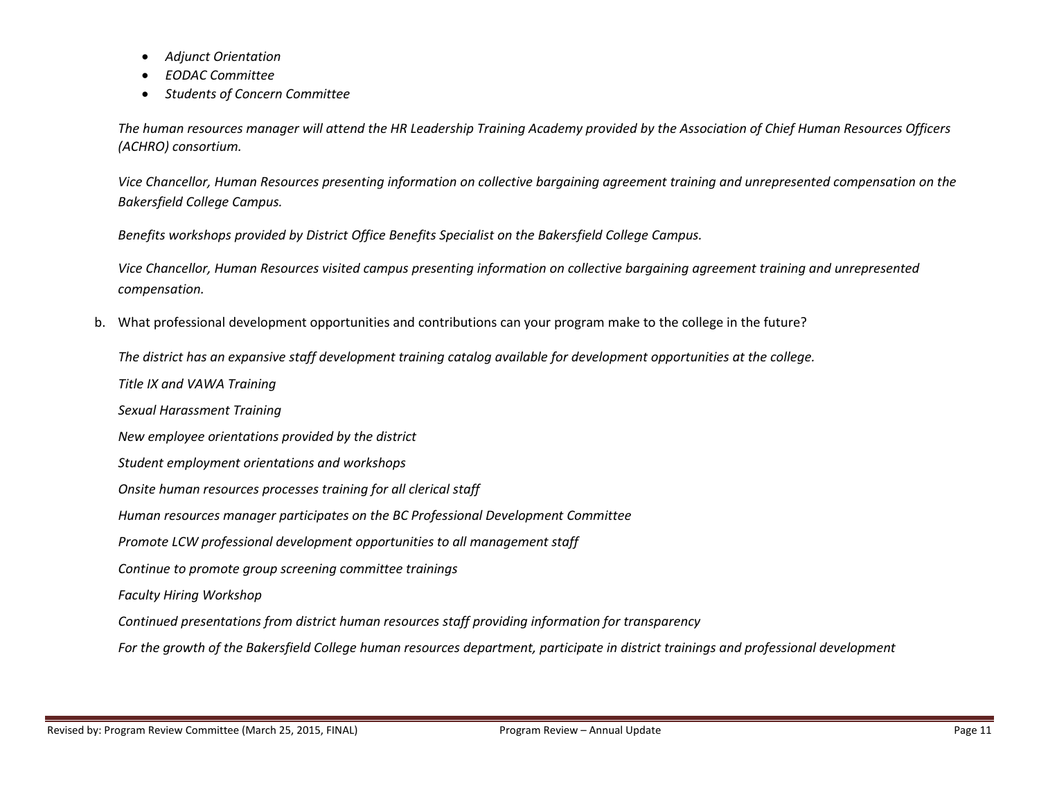- *Adjunct Orientation*
- *EODAC Committee*
- *Students of Concern Committee*

*The human resources manager will attend the HR Leadership Training Academy provided by the Association of Chief Human Resources Officers (ACHRO) consortium.*

*Vice Chancellor, Human Resources presenting information on collective bargaining agreement training and unrepresented compensation on the Bakersfield College Campus.*

*Benefits workshops provided by District Office Benefits Specialist on the Bakersfield College Campus.*

*Vice Chancellor, Human Resources visited campus presenting information on collective bargaining agreement training and unrepresented compensation.*

b. What professional development opportunities and contributions can your program make to the college in the future?

*The district has an expansive staff development training catalog available for development opportunities at the college.*

*Title IX and VAWA Training*

*Sexual Harassment Training*

*New employee orientations provided by the district*

*Student employment orientations and workshops*

*Onsite human resources processes training for all clerical staff*

*Human resources manager participates on the BC Professional Development Committee*

*Promote LCW professional development opportunities to all management staff*

*Continue to promote group screening committee trainings*

*Faculty Hiring Workshop*

*Continued presentations from district human resources staff providing information for transparency*

*For the growth of the Bakersfield College human resources department, participate in district trainings and professional development*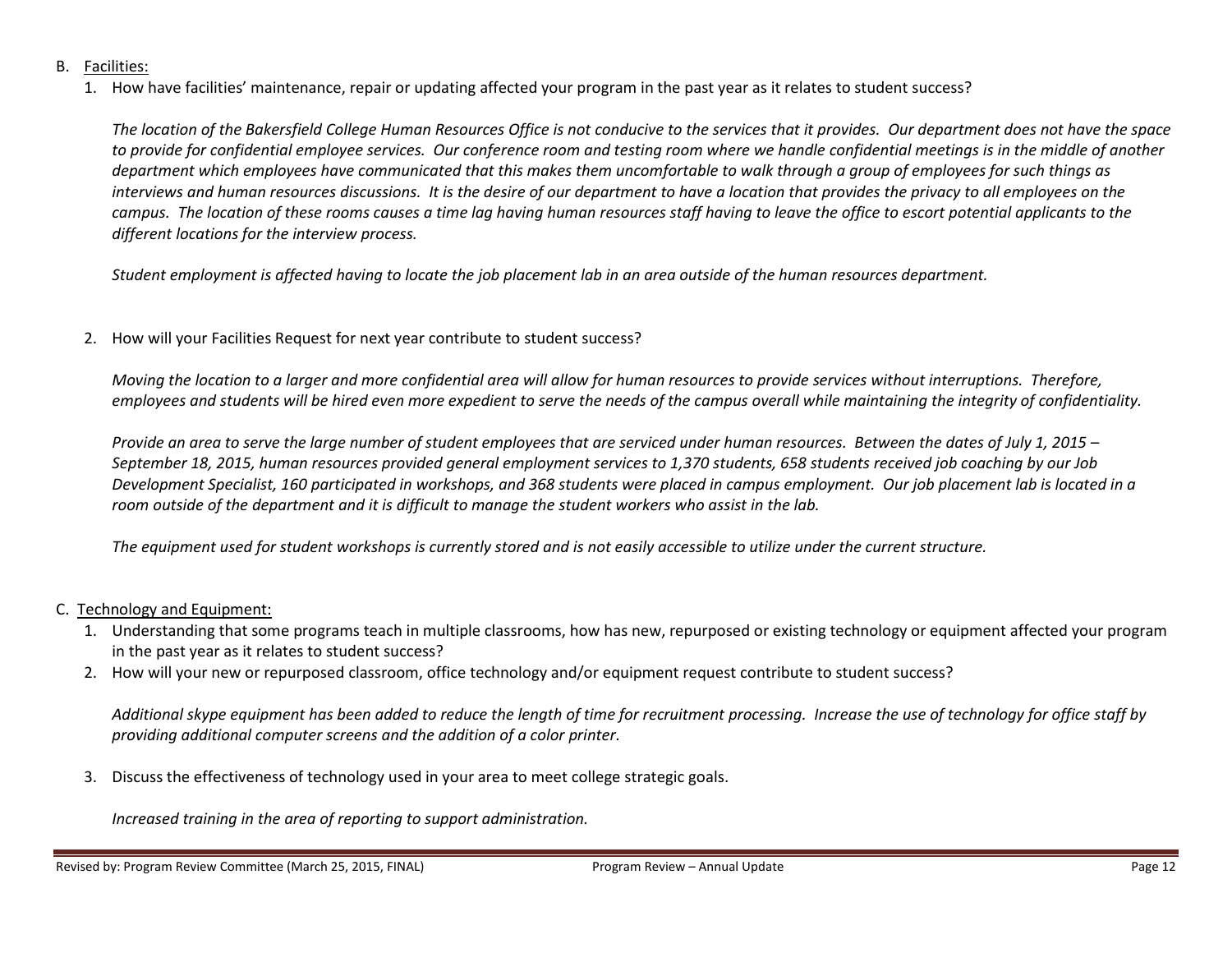B. Facilities:

1. How have facilities' maintenance, repair or updating affected your program in the past year as it relates to student success?

   *The location of the Bakersfield College Human Resources Office is not conducive to the services that it provides. Our department does not have the space to provide for confidential employee services. Our conference room and testing room where we handle confidential meetings is in the middle of another department which employees have communicated that this makes them uncomfortable to walk through a group of employees for such things as interviews and human resources discussions. It is the desire of our department to have a location that provides the privacy to all employees on the campus. The location of these rooms causes a time lag having human resources staff having to leave the office to escort potential applicants to the different locations for the interview process.*

   *Student employment is affected having to locate the job placement lab in an area outside of the human resources department.*

2. How will your Facilities Request for next year contribute to student success?

   *Moving the location to a larger and more confidential area will allow for human resources to provide services without interruptions. Therefore, employees and students will be hired even more expedient to serve the needs of the campus overall while maintaining the integrity of confidentiality.*

   *Provide an area to serve the large number of student employees that are serviced under human resources. Between the dates of July 1, 2015 – September 18, 2015, human resources provided general employment services to 1,370 students, 658 students received job coaching by our Job Development Specialist, 160 participated in workshops, and 368 students were placed in campus employment. Our job placement lab is located in a room outside of the department and it is difficult to manage the student workers who assist in the lab.*

   *The equipment used for student workshops is currently stored and is not easily accessible to utilize under the current structure.*

C. Technology and Equipment:

1. Understanding that some programs teach in multiple classrooms, how has new, repurposed or existing technology or equipment affected your program in the past year as it relates to student success?
2. How will your new or repurposed classroom, office technology and/or equipment request contribute to student success?

   *Additional skype equipment has been added to reduce the length of time for recruitment processing. Increase the use of technology for office staff by providing additional computer screens and the addition of a color printer.*

3. Discuss the effectiveness of technology used in your area to meet college strategic goals.

   *Increased training in the area of reporting to support administration.*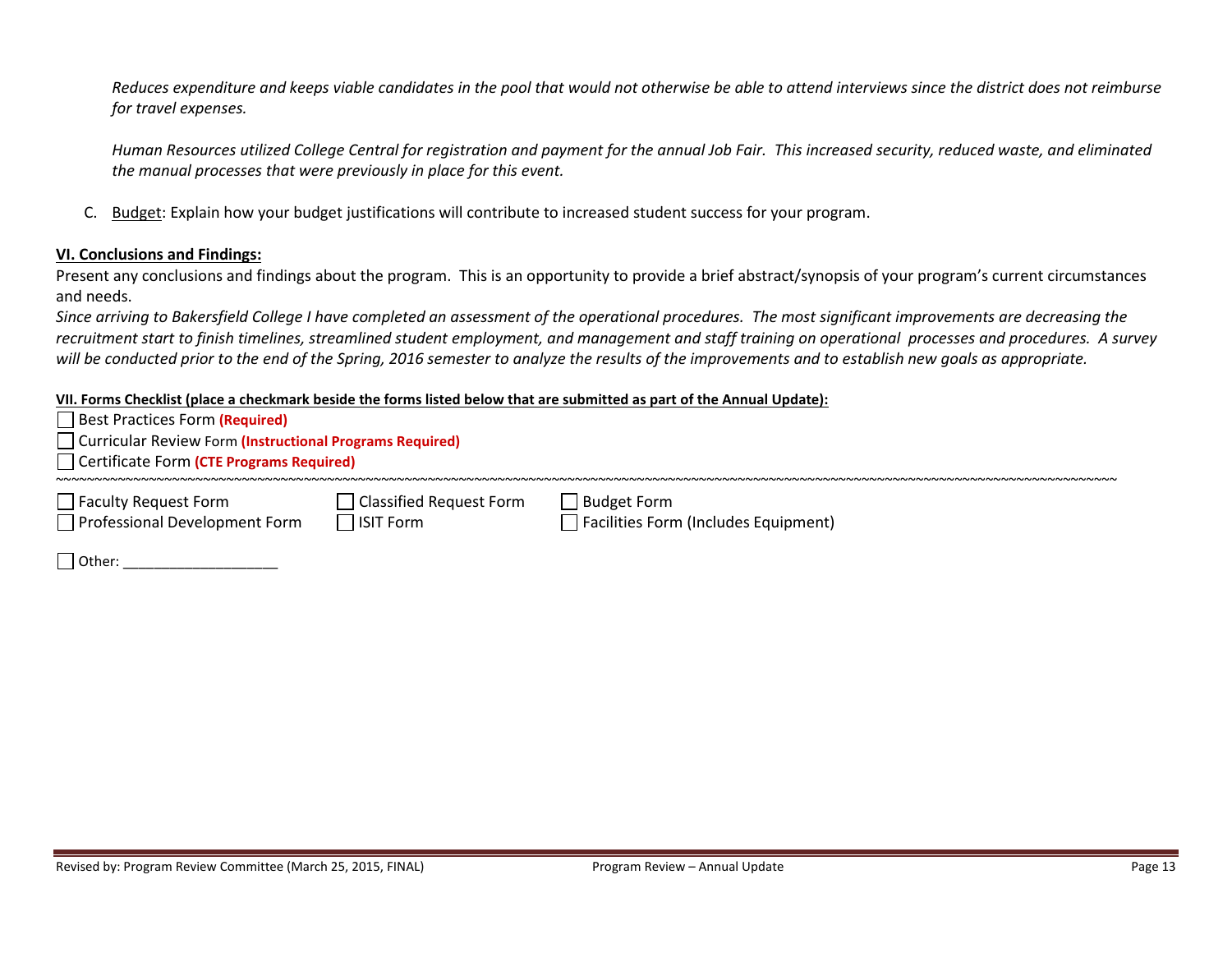*Reduces expenditure and keeps viable candidates in the pool that would not otherwise be able to attend interviews since the district does not reimburse for travel expenses.*

*Human Resources utilized College Central for registration and payment for the annual Job Fair. This increased security, reduced waste, and eliminated the manual processes that were previously in place for this event.*

C. Budget: Explain how your budget justifications will contribute to increased student success for your program.

## VI. Conclusions and Findings:

Present any conclusions and findings about the program. This is an opportunity to provide a brief abstract/synopsis of your program's current circumstances and needs.

*Since arriving to Bakersfield College I have completed an assessment of the operational procedures. The most significant improvements are decreasing the recruitment start to finish timelines, streamlined student employment, and management and staff training on operational processes and procedures. A survey will be conducted prior to the end of the Spring, 2016 semester to analyze the results of the improvements and to establish new goals as appropriate.*

## VII. Forms Checklist (place a checkmark beside the forms listed below that are submitted as part of the Annual Update):

- ☐ Best Practices Form **(Required)**
- ☐ Curricular Review Form **(Instructional Programs Required)**
- ☐ Certificate Form **(CTE Programs Required)**

~~~~~~~~~~~~~~~~~~~~~~~~~~~~~~~~~~~~~~~~~~~~~~~~~~~~~~~~~~~~~~~~~~~~~~~~~~~~~~~~~~~~~~~~~~~~~~~~~~~~~~~~~~~~~~~~~~~~~~~~~~~~~~~~~~~~~~~~~~~~~~~~~~~~~

- ☐ Faculty Request Form
- ☐ Classified Request Form
- ☐ Budget Form
- ☐ Professional Development Form
- ☐ ISIT Form
- ☐ Facilities Form (Includes Equipment)

☐ Other: ____________________